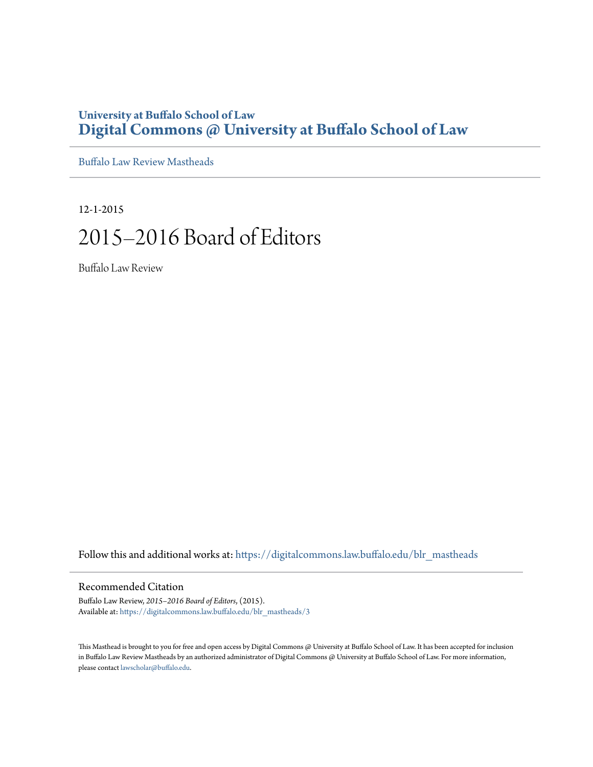University at Buffalo School of Law

# Digital Commons @ University at Buffalo School of Law

Buffalo Law Review Mastheads

12-1-2015

# 2015–2016 Board of Editors

Buffalo Law Review

Follow this and additional works at: https://digitalcommons.law.buffalo.edu/blr_mastheads

## Recommended Citation

Buffalo Law Review, *2015–2016 Board of Editors*, (2015).
Available at: https://digitalcommons.law.buffalo.edu/blr_mastheads/3

This Masthead is brought to you for free and open access by Digital Commons @ University at Buffalo School of Law. It has been accepted for inclusion in Buffalo Law Review Mastheads by an authorized administrator of Digital Commons @ University at Buffalo School of Law. For more information, please contact lawscholar@buffalo.edu.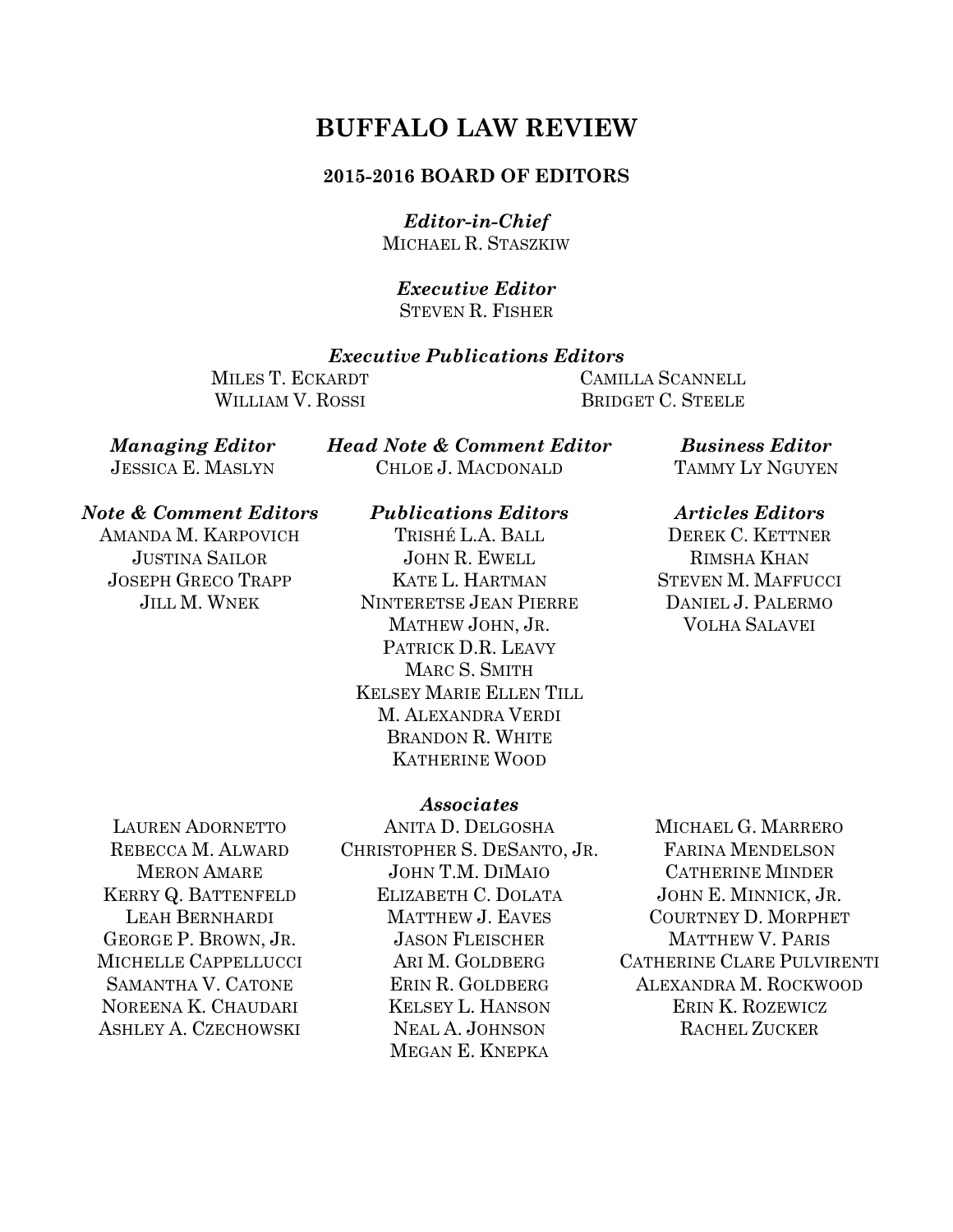# BUFFALO LAW REVIEW

## 2015-2016 BOARD OF EDITORS

***Editor-in-Chief***
MICHAEL R. STASZKIW

***Executive Editor***
STEVEN R. FISHER

***Executive Publications Editors***
MILES T. ECKARDT
WILLIAM V. ROSSI
CAMILLA SCANNELL
BRIDGET C. STEELE

***Managing Editor***
JESSICA E. MASLYN

***Head Note & Comment Editor***
CHLOE J. MACDONALD

***Business Editor***
TAMMY LY NGUYEN

***Note & Comment Editors***
AMANDA M. KARPOVICH
JUSTINA SAILOR
JOSEPH GRECO TRAPP
JILL M. WNEK

***Publications Editors***
TRISHÉ L.A. BALL
JOHN R. EWELL
KATE L. HARTMAN
NINTERETSE JEAN PIERRE
MATHEW JOHN, JR.
PATRICK D.R. LEAVY
MARC S. SMITH
KELSEY MARIE ELLEN TILL
M. ALEXANDRA VERDI
BRANDON R. WHITE
KATHERINE WOOD

***Articles Editors***
DEREK C. KETTNER
RIMSHA KHAN
STEVEN M. MAFFUCCI
DANIEL J. PALERMO
VOLHA SALAVEI

***Associates***

LAUREN ADORNETTO
REBECCA M. ALWARD
MERON AMARE
KERRY Q. BATTENFELD
LEAH BERNHARDI
GEORGE P. BROWN, JR.
MICHELLE CAPPELLUCCI
SAMANTHA V. CATONE
NOREENA K. CHAUDARI
ASHLEY A. CZECHOWSKI
ANITA D. DELGOSHA
CHRISTOPHER S. DESANTO, JR.
JOHN T.M. DIMAIO
ELIZABETH C. DOLATA
MATTHEW J. EAVES
JASON FLEISCHER
ARI M. GOLDBERG
ERIN R. GOLDBERG
KELSEY L. HANSON
NEAL A. JOHNSON
MEGAN E. KNEPKA
MICHAEL G. MARRERO
FARINA MENDELSON
CATHERINE MINDER
JOHN E. MINNICK, JR.
COURTNEY D. MORPHET
MATTHEW V. PARIS
CATHERINE CLARE PULVIRENTI
ALEXANDRA M. ROCKWOOD
ERIN K. ROZEWICZ
RACHEL ZUCKER